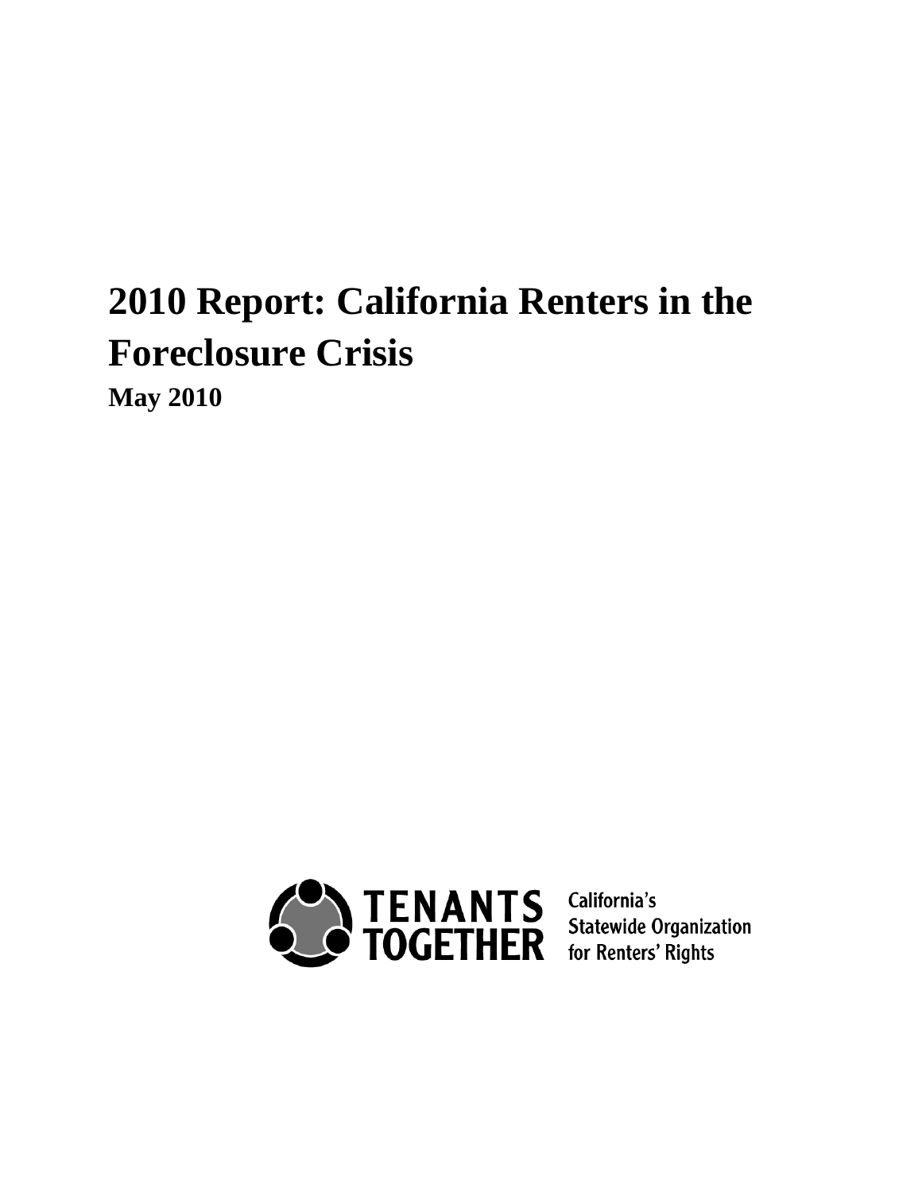# 2010 Report: California Renters in the Foreclosure Crisis

**May 2010**

TENANTS TOGETHER

California's Statewide Organization for Renters' Rights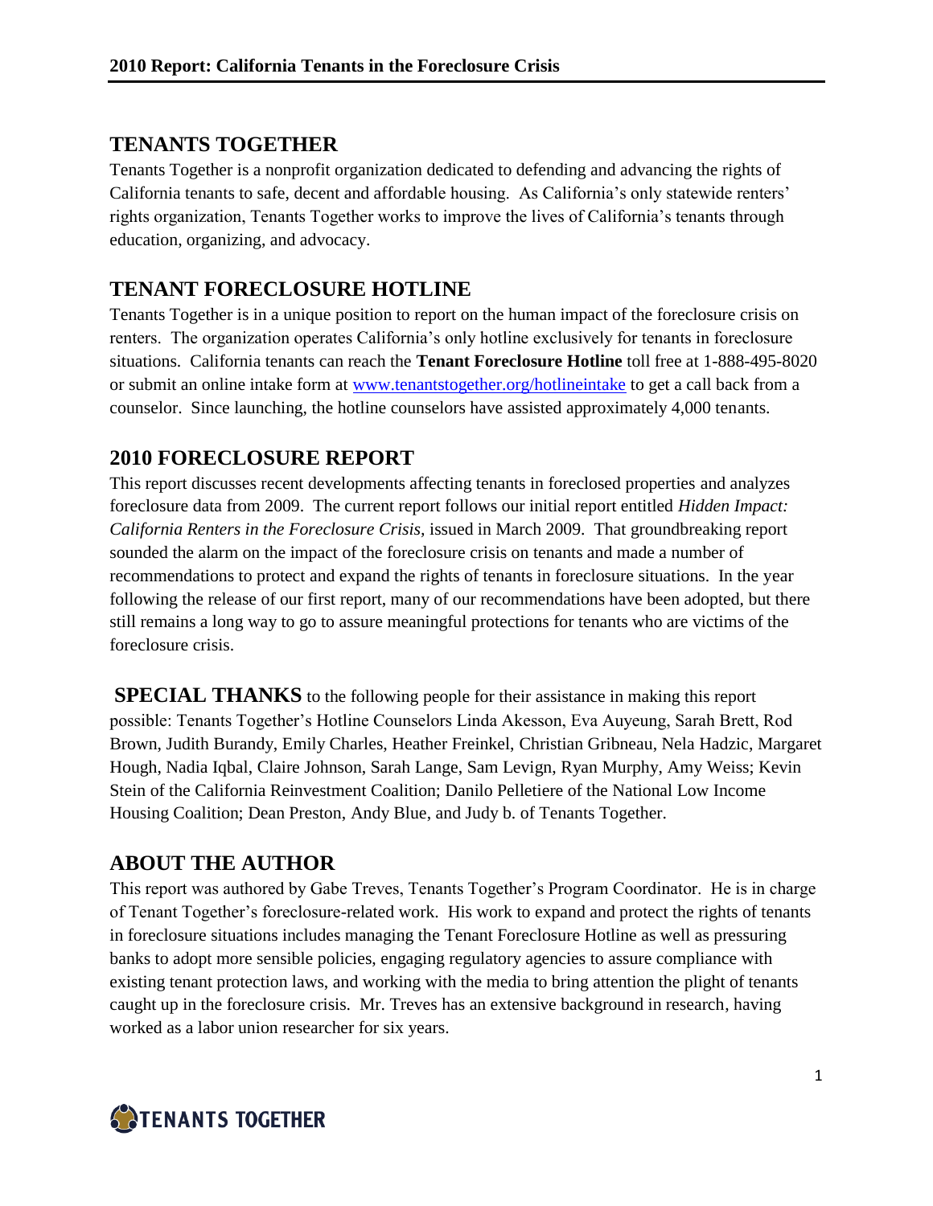## TENANTS TOGETHER

Tenants Together is a nonprofit organization dedicated to defending and advancing the rights of California tenants to safe, decent and affordable housing. As California's only statewide renters' rights organization, Tenants Together works to improve the lives of California's tenants through education, organizing, and advocacy.

## TENANT FORECLOSURE HOTLINE

Tenants Together is in a unique position to report on the human impact of the foreclosure crisis on renters. The organization operates California's only hotline exclusively for tenants in foreclosure situations. California tenants can reach the **Tenant Foreclosure Hotline** toll free at 1-888-495-8020 or submit an online intake form at [www.tenantstogether.org/hotlineintake](http://www.tenantstogether.org/hotlineintake) to get a call back from a counselor. Since launching, the hotline counselors have assisted approximately 4,000 tenants.

## 2010 FORECLOSURE REPORT

This report discusses recent developments affecting tenants in foreclosed properties and analyzes foreclosure data from 2009. The current report follows our initial report entitled *Hidden Impact: California Renters in the Foreclosure Crisis,* issued in March 2009. That groundbreaking report sounded the alarm on the impact of the foreclosure crisis on tenants and made a number of recommendations to protect and expand the rights of tenants in foreclosure situations. In the year following the release of our first report, many of our recommendations have been adopted, but there still remains a long way to go to assure meaningful protections for tenants who are victims of the foreclosure crisis.

**SPECIAL THANKS** to the following people for their assistance in making this report possible: Tenants Together's Hotline Counselors Linda Akesson, Eva Auyeung, Sarah Brett, Rod Brown, Judith Burandy, Emily Charles, Heather Freinkel, Christian Gribneau, Nela Hadzic, Margaret Hough, Nadia Iqbal, Claire Johnson, Sarah Lange, Sam Levign, Ryan Murphy, Amy Weiss; Kevin Stein of the California Reinvestment Coalition; Danilo Pelletiere of the National Low Income Housing Coalition; Dean Preston, Andy Blue, and Judy b. of Tenants Together.

## ABOUT THE AUTHOR

This report was authored by Gabe Treves, Tenants Together's Program Coordinator. He is in charge of Tenant Together's foreclosure-related work. His work to expand and protect the rights of tenants in foreclosure situations includes managing the Tenant Foreclosure Hotline as well as pressuring banks to adopt more sensible policies, engaging regulatory agencies to assure compliance with existing tenant protection laws, and working with the media to bring attention the plight of tenants caught up in the foreclosure crisis. Mr. Treves has an extensive background in research, having worked as a labor union researcher for six years.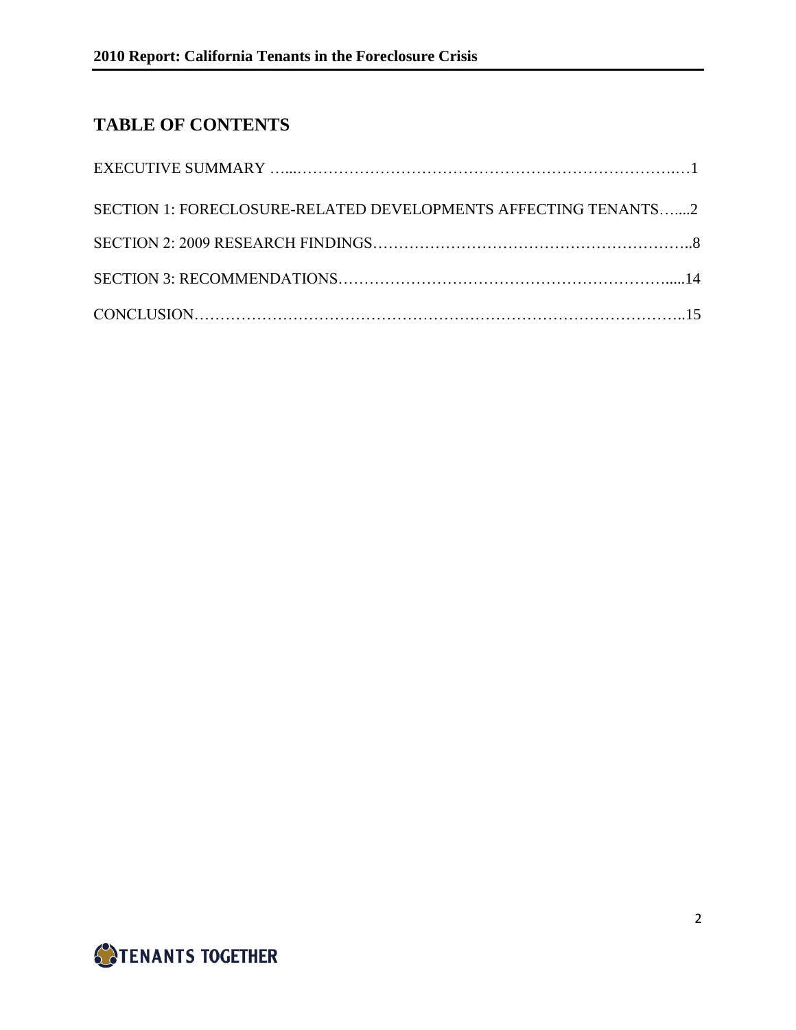## TABLE OF CONTENTS

EXECUTIVE SUMMARY …...……………………………………………………………….…1

SECTION 1: FORECLOSURE-RELATED DEVELOPMENTS AFFECTING TENANTS…....2

SECTION 2: 2009 RESEARCH FINDINGS…………………………………………………..8

SECTION 3: RECOMMENDATIONS…………………………………………………….....14

CONCLUSION……………………………………………………………………………..15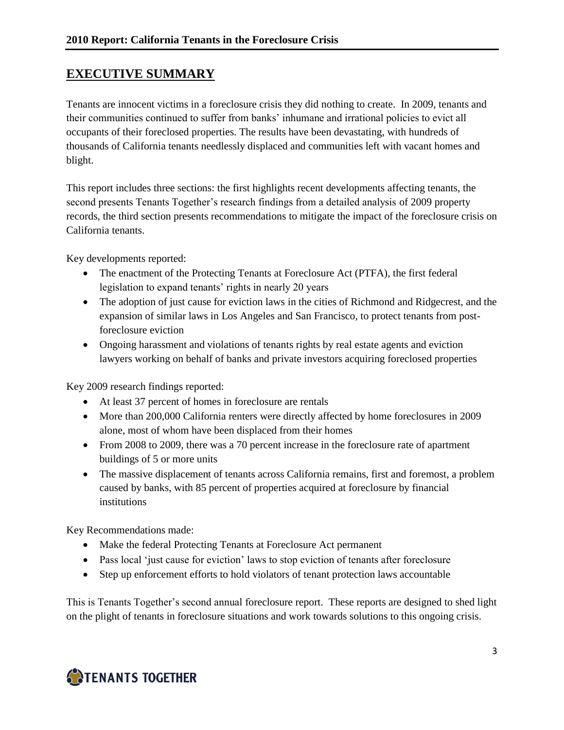# EXECUTIVE SUMMARY

Tenants are innocent victims in a foreclosure crisis they did nothing to create. In 2009, tenants and their communities continued to suffer from banks' inhumane and irrational policies to evict all occupants of their foreclosed properties. The results have been devastating, with hundreds of thousands of California tenants needlessly displaced and communities left with vacant homes and blight.

This report includes three sections: the first highlights recent developments affecting tenants, the second presents Tenants Together's research findings from a detailed analysis of 2009 property records, the third section presents recommendations to mitigate the impact of the foreclosure crisis on California tenants.

Key developments reported:

- The enactment of the Protecting Tenants at Foreclosure Act (PTFA), the first federal legislation to expand tenants' rights in nearly 20 years
- The adoption of just cause for eviction laws in the cities of Richmond and Ridgecrest, and the expansion of similar laws in Los Angeles and San Francisco, to protect tenants from post-foreclosure eviction
- Ongoing harassment and violations of tenants rights by real estate agents and eviction lawyers working on behalf of banks and private investors acquiring foreclosed properties

Key 2009 research findings reported:

- At least 37 percent of homes in foreclosure are rentals
- More than 200,000 California renters were directly affected by home foreclosures in 2009 alone, most of whom have been displaced from their homes
- From 2008 to 2009, there was a 70 percent increase in the foreclosure rate of apartment buildings of 5 or more units
- The massive displacement of tenants across California remains, first and foremost, a problem caused by banks, with 85 percent of properties acquired at foreclosure by financial institutions

Key Recommendations made:

- Make the federal Protecting Tenants at Foreclosure Act permanent
- Pass local 'just cause for eviction' laws to stop eviction of tenants after foreclosure
- Step up enforcement efforts to hold violators of tenant protection laws accountable

This is Tenants Together's second annual foreclosure report. These reports are designed to shed light on the plight of tenants in foreclosure situations and work towards solutions to this ongoing crisis.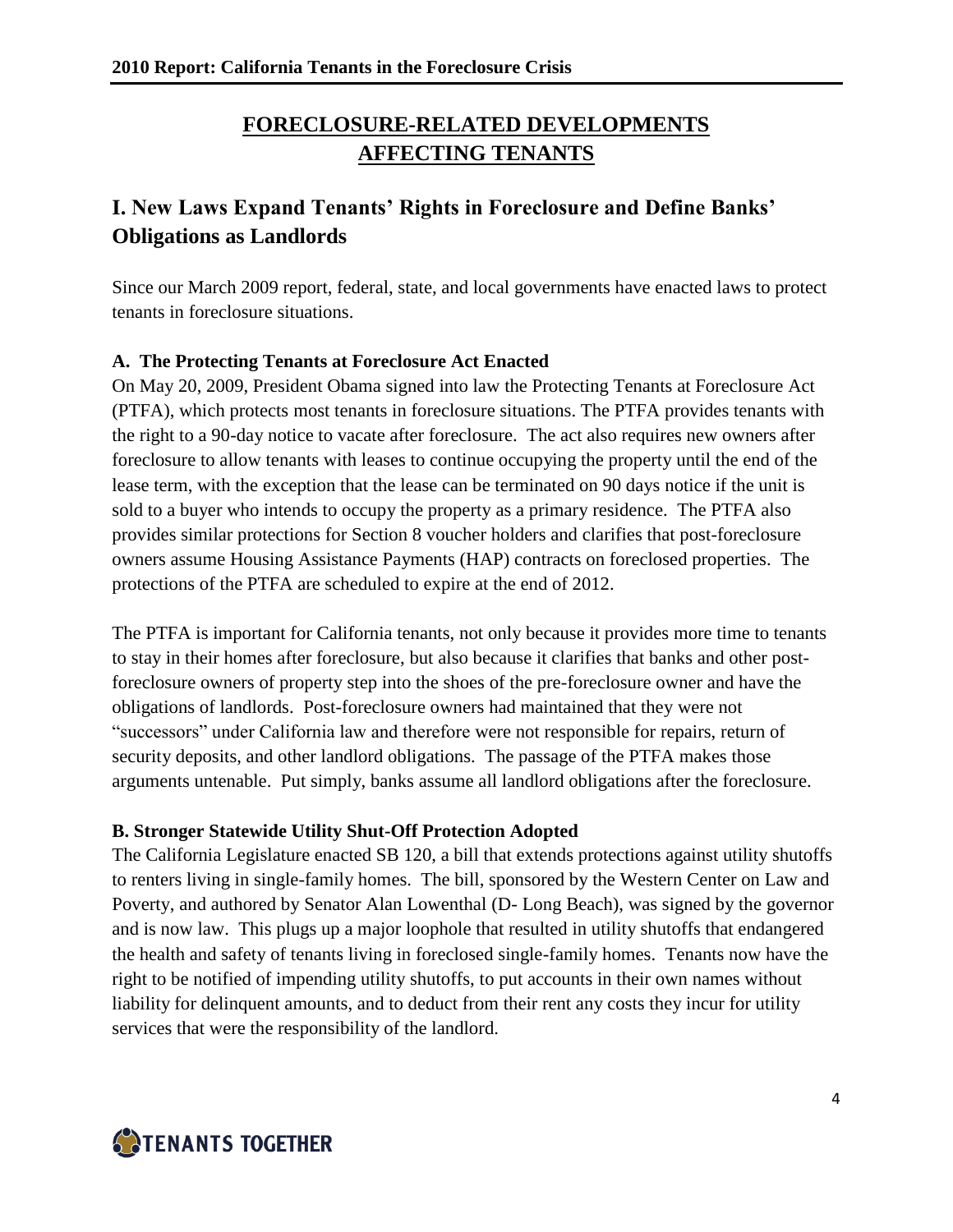# FORECLOSURE-RELATED DEVELOPMENTS AFFECTING TENANTS

## I. New Laws Expand Tenants' Rights in Foreclosure and Define Banks' Obligations as Landlords

Since our March 2009 report, federal, state, and local governments have enacted laws to protect tenants in foreclosure situations.

### A. The Protecting Tenants at Foreclosure Act Enacted

On May 20, 2009, President Obama signed into law the Protecting Tenants at Foreclosure Act (PTFA), which protects most tenants in foreclosure situations. The PTFA provides tenants with the right to a 90-day notice to vacate after foreclosure. The act also requires new owners after foreclosure to allow tenants with leases to continue occupying the property until the end of the lease term, with the exception that the lease can be terminated on 90 days notice if the unit is sold to a buyer who intends to occupy the property as a primary residence. The PTFA also provides similar protections for Section 8 voucher holders and clarifies that post-foreclosure owners assume Housing Assistance Payments (HAP) contracts on foreclosed properties. The protections of the PTFA are scheduled to expire at the end of 2012.

The PTFA is important for California tenants, not only because it provides more time to tenants to stay in their homes after foreclosure, but also because it clarifies that banks and other post-foreclosure owners of property step into the shoes of the pre-foreclosure owner and have the obligations of landlords. Post-foreclosure owners had maintained that they were not "successors" under California law and therefore were not responsible for repairs, return of security deposits, and other landlord obligations. The passage of the PTFA makes those arguments untenable. Put simply, banks assume all landlord obligations after the foreclosure.

### B. Stronger Statewide Utility Shut-Off Protection Adopted

The California Legislature enacted SB 120, a bill that extends protections against utility shutoffs to renters living in single-family homes. The bill, sponsored by the Western Center on Law and Poverty, and authored by Senator Alan Lowenthal (D- Long Beach), was signed by the governor and is now law. This plugs up a major loophole that resulted in utility shutoffs that endangered the health and safety of tenants living in foreclosed single-family homes. Tenants now have the right to be notified of impending utility shutoffs, to put accounts in their own names without liability for delinquent amounts, and to deduct from their rent any costs they incur for utility services that were the responsibility of the landlord.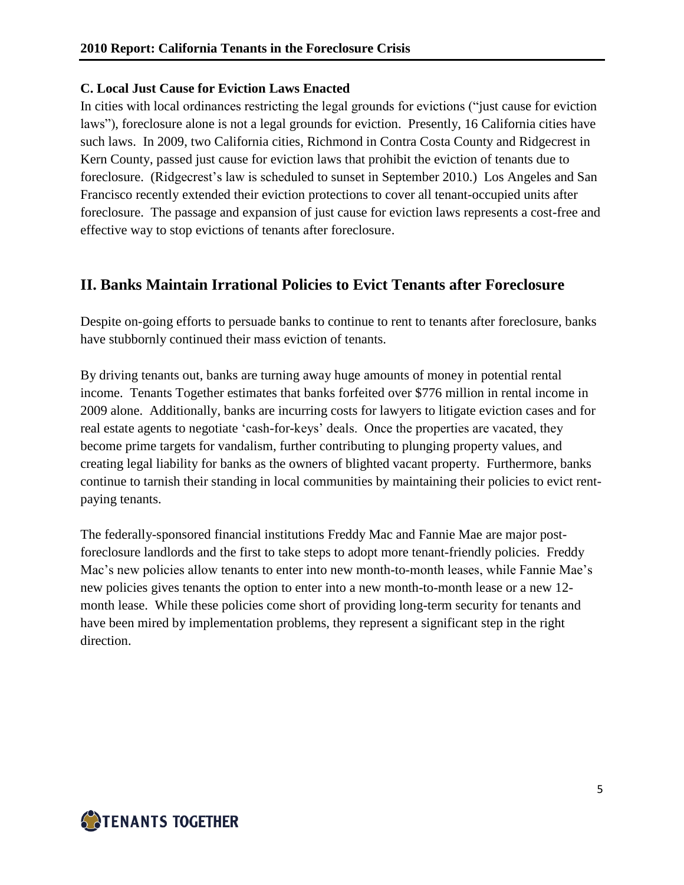### C. Local Just Cause for Eviction Laws Enacted

In cities with local ordinances restricting the legal grounds for evictions ("just cause for eviction laws"), foreclosure alone is not a legal grounds for eviction. Presently, 16 California cities have such laws. In 2009, two California cities, Richmond in Contra Costa County and Ridgecrest in Kern County, passed just cause for eviction laws that prohibit the eviction of tenants due to foreclosure. (Ridgecrest's law is scheduled to sunset in September 2010.) Los Angeles and San Francisco recently extended their eviction protections to cover all tenant-occupied units after foreclosure. The passage and expansion of just cause for eviction laws represents a cost-free and effective way to stop evictions of tenants after foreclosure.

## II. Banks Maintain Irrational Policies to Evict Tenants after Foreclosure

Despite on-going efforts to persuade banks to continue to rent to tenants after foreclosure, banks have stubbornly continued their mass eviction of tenants.

By driving tenants out, banks are turning away huge amounts of money in potential rental income. Tenants Together estimates that banks forfeited over $776 million in rental income in 2009 alone. Additionally, banks are incurring costs for lawyers to litigate eviction cases and for real estate agents to negotiate 'cash-for-keys' deals. Once the properties are vacated, they become prime targets for vandalism, further contributing to plunging property values, and creating legal liability for banks as the owners of blighted vacant property. Furthermore, banks continue to tarnish their standing in local communities by maintaining their policies to evict rent-paying tenants.

The federally-sponsored financial institutions Freddy Mac and Fannie Mae are major post-foreclosure landlords and the first to take steps to adopt more tenant-friendly policies. Freddy Mac's new policies allow tenants to enter into new month-to-month leases, while Fannie Mae's new policies gives tenants the option to enter into a new month-to-month lease or a new 12-month lease. While these policies come short of providing long-term security for tenants and have been mired by implementation problems, they represent a significant step in the right direction.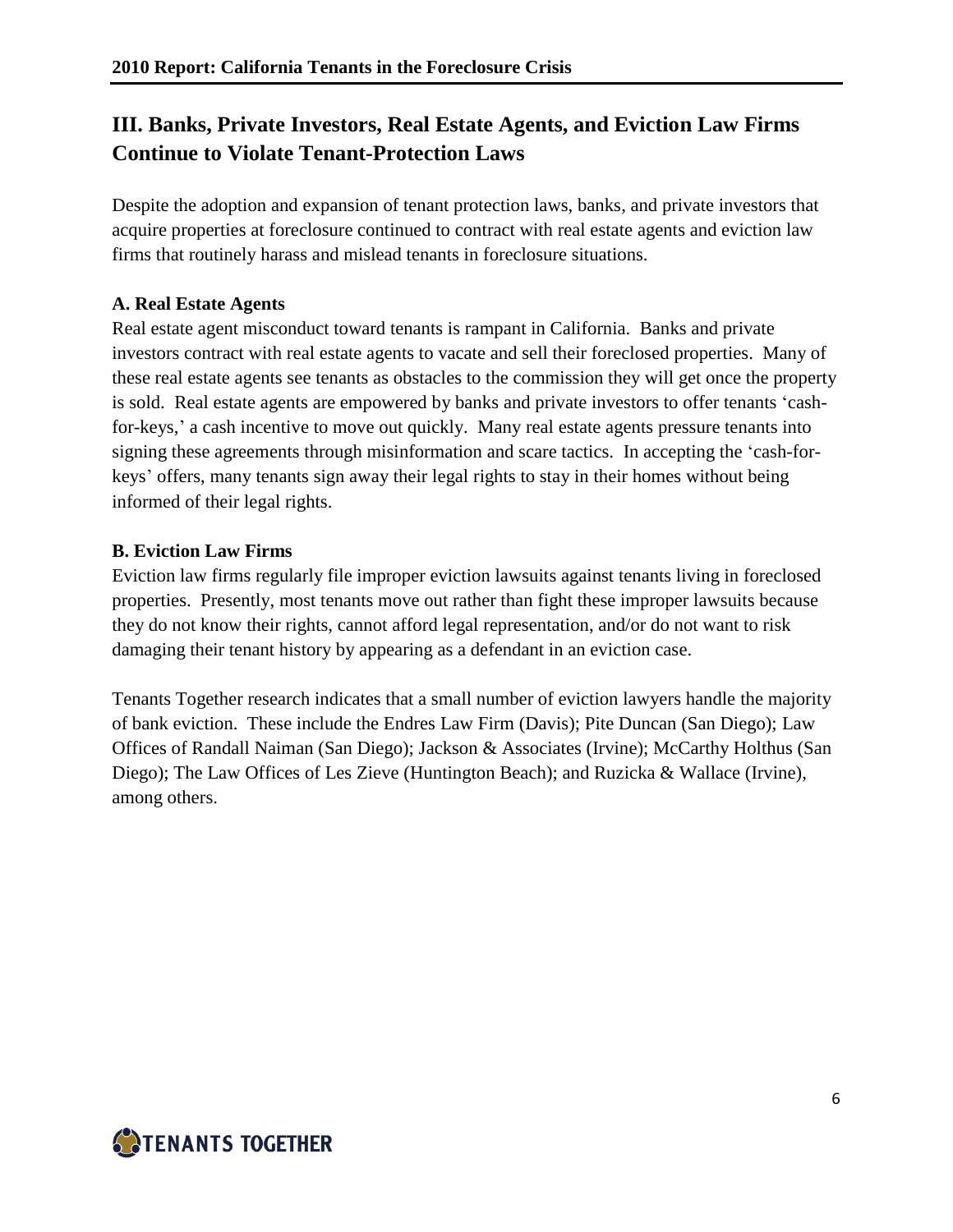## III. Banks, Private Investors, Real Estate Agents, and Eviction Law Firms Continue to Violate Tenant-Protection Laws

Despite the adoption and expansion of tenant protection laws, banks, and private investors that acquire properties at foreclosure continued to contract with real estate agents and eviction law firms that routinely harass and mislead tenants in foreclosure situations.

### A. Real Estate Agents

Real estate agent misconduct toward tenants is rampant in California. Banks and private investors contract with real estate agents to vacate and sell their foreclosed properties. Many of these real estate agents see tenants as obstacles to the commission they will get once the property is sold. Real estate agents are empowered by banks and private investors to offer tenants 'cash-for-keys,' a cash incentive to move out quickly. Many real estate agents pressure tenants into signing these agreements through misinformation and scare tactics. In accepting the 'cash-for-keys' offers, many tenants sign away their legal rights to stay in their homes without being informed of their legal rights.

### B. Eviction Law Firms

Eviction law firms regularly file improper eviction lawsuits against tenants living in foreclosed properties. Presently, most tenants move out rather than fight these improper lawsuits because they do not know their rights, cannot afford legal representation, and/or do not want to risk damaging their tenant history by appearing as a defendant in an eviction case.

Tenants Together research indicates that a small number of eviction lawyers handle the majority of bank eviction. These include the Endres Law Firm (Davis); Pite Duncan (San Diego); Law Offices of Randall Naiman (San Diego); Jackson & Associates (Irvine); McCarthy Holthus (San Diego); The Law Offices of Les Zieve (Huntington Beach); and Ruzicka & Wallace (Irvine), among others.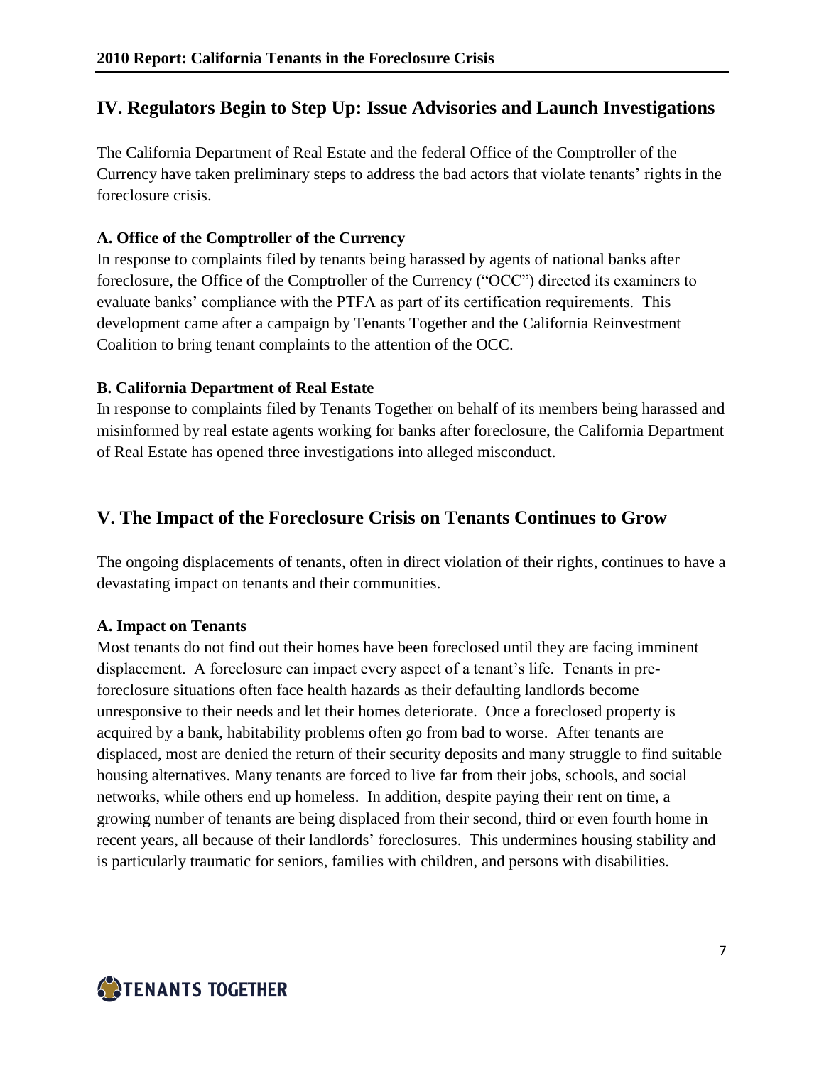## IV. Regulators Begin to Step Up: Issue Advisories and Launch Investigations

The California Department of Real Estate and the federal Office of the Comptroller of the Currency have taken preliminary steps to address the bad actors that violate tenants' rights in the foreclosure crisis.

### A. Office of the Comptroller of the Currency

In response to complaints filed by tenants being harassed by agents of national banks after foreclosure, the Office of the Comptroller of the Currency ("OCC") directed its examiners to evaluate banks' compliance with the PTFA as part of its certification requirements. This development came after a campaign by Tenants Together and the California Reinvestment Coalition to bring tenant complaints to the attention of the OCC.

### B. California Department of Real Estate

In response to complaints filed by Tenants Together on behalf of its members being harassed and misinformed by real estate agents working for banks after foreclosure, the California Department of Real Estate has opened three investigations into alleged misconduct.

## V. The Impact of the Foreclosure Crisis on Tenants Continues to Grow

The ongoing displacements of tenants, often in direct violation of their rights, continues to have a devastating impact on tenants and their communities.

### A. Impact on Tenants

Most tenants do not find out their homes have been foreclosed until they are facing imminent displacement. A foreclosure can impact every aspect of a tenant's life. Tenants in pre-foreclosure situations often face health hazards as their defaulting landlords become unresponsive to their needs and let their homes deteriorate. Once a foreclosed property is acquired by a bank, habitability problems often go from bad to worse. After tenants are displaced, most are denied the return of their security deposits and many struggle to find suitable housing alternatives. Many tenants are forced to live far from their jobs, schools, and social networks, while others end up homeless. In addition, despite paying their rent on time, a growing number of tenants are being displaced from their second, third or even fourth home in recent years, all because of their landlords' foreclosures. This undermines housing stability and is particularly traumatic for seniors, families with children, and persons with disabilities.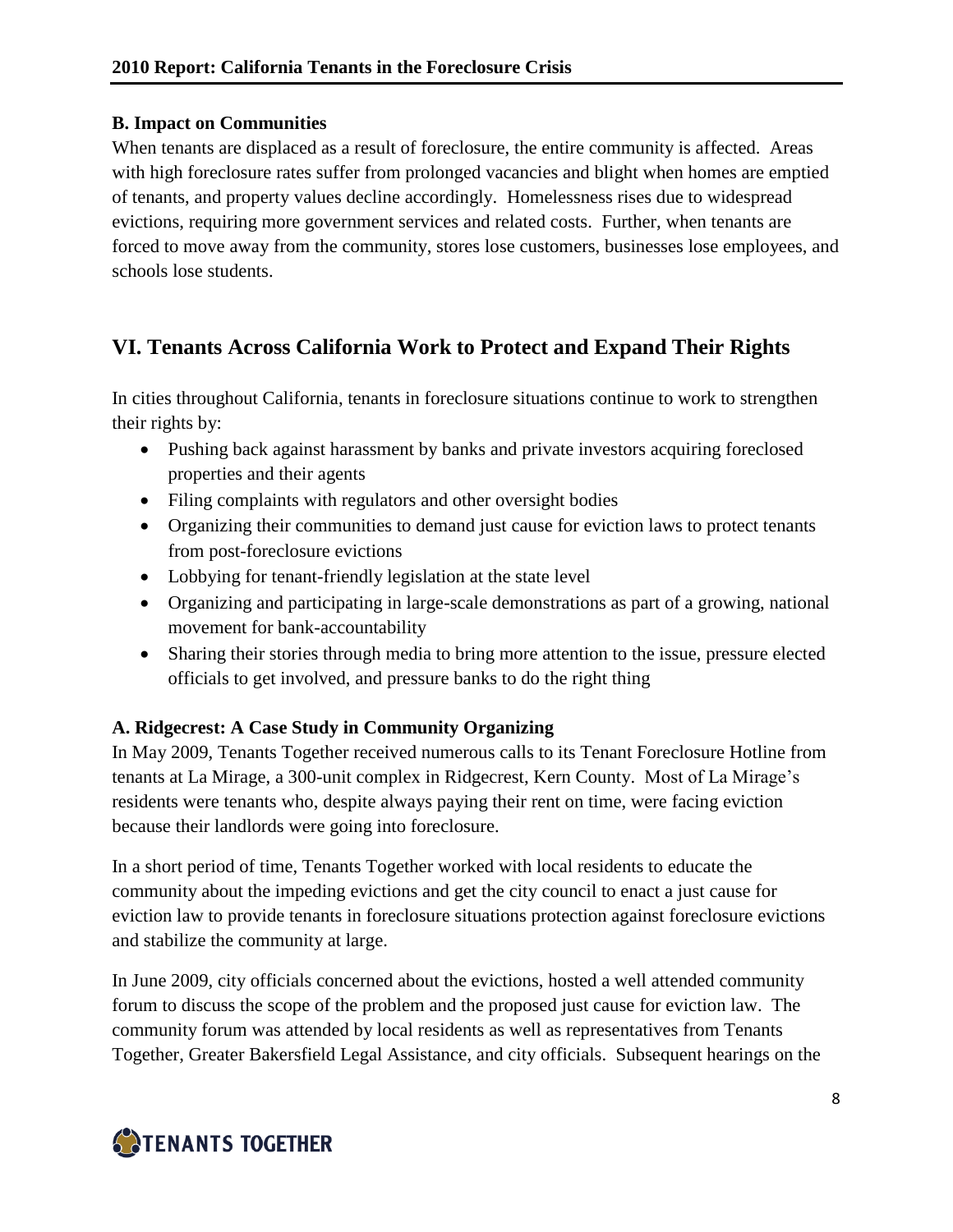### B. Impact on Communities

When tenants are displaced as a result of foreclosure, the entire community is affected. Areas with high foreclosure rates suffer from prolonged vacancies and blight when homes are emptied of tenants, and property values decline accordingly. Homelessness rises due to widespread evictions, requiring more government services and related costs. Further, when tenants are forced to move away from the community, stores lose customers, businesses lose employees, and schools lose students.

## VI. Tenants Across California Work to Protect and Expand Their Rights

In cities throughout California, tenants in foreclosure situations continue to work to strengthen their rights by:

- Pushing back against harassment by banks and private investors acquiring foreclosed properties and their agents
- Filing complaints with regulators and other oversight bodies
- Organizing their communities to demand just cause for eviction laws to protect tenants from post-foreclosure evictions
- Lobbying for tenant-friendly legislation at the state level
- Organizing and participating in large-scale demonstrations as part of a growing, national movement for bank-accountability
- Sharing their stories through media to bring more attention to the issue, pressure elected officials to get involved, and pressure banks to do the right thing

### A. Ridgecrest: A Case Study in Community Organizing

In May 2009, Tenants Together received numerous calls to its Tenant Foreclosure Hotline from tenants at La Mirage, a 300-unit complex in Ridgecrest, Kern County. Most of La Mirage's residents were tenants who, despite always paying their rent on time, were facing eviction because their landlords were going into foreclosure.

In a short period of time, Tenants Together worked with local residents to educate the community about the impeding evictions and get the city council to enact a just cause for eviction law to provide tenants in foreclosure situations protection against foreclosure evictions and stabilize the community at large.

In June 2009, city officials concerned about the evictions, hosted a well attended community forum to discuss the scope of the problem and the proposed just cause for eviction law. The community forum was attended by local residents as well as representatives from Tenants Together, Greater Bakersfield Legal Assistance, and city officials. Subsequent hearings on the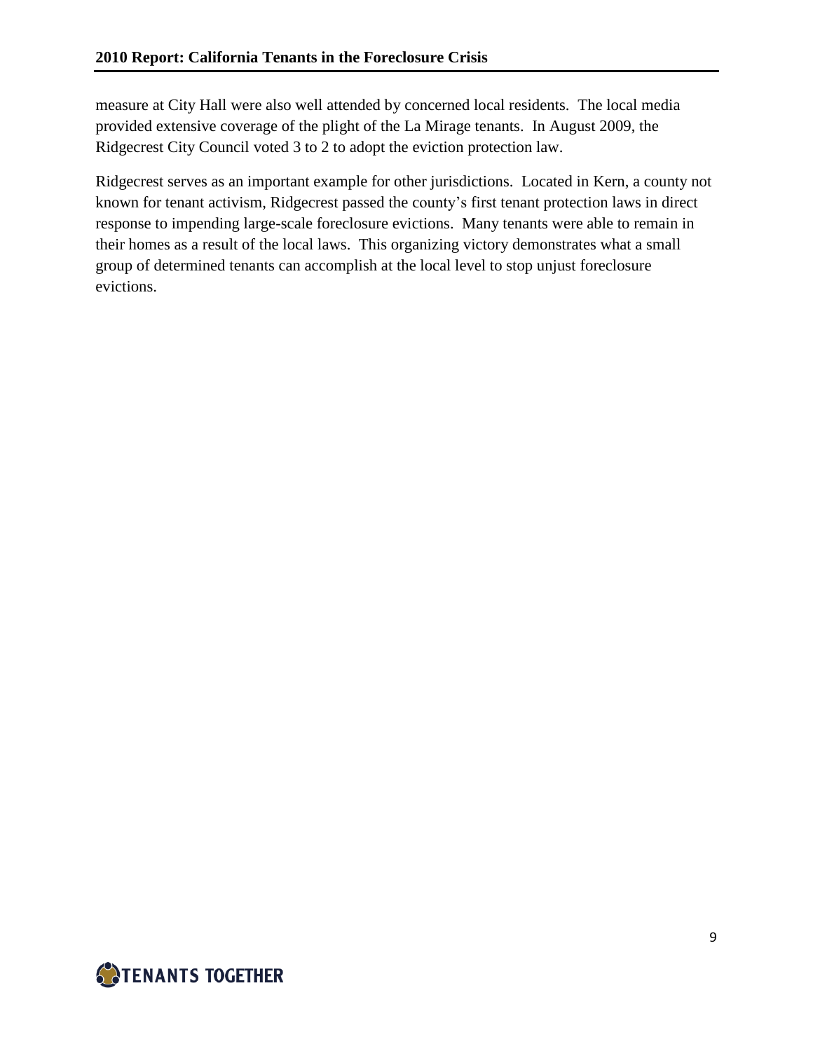measure at City Hall were also well attended by concerned local residents. The local media provided extensive coverage of the plight of the La Mirage tenants. In August 2009, the Ridgecrest City Council voted 3 to 2 to adopt the eviction protection law.

Ridgecrest serves as an important example for other jurisdictions. Located in Kern, a county not known for tenant activism, Ridgecrest passed the county's first tenant protection laws in direct response to impending large-scale foreclosure evictions. Many tenants were able to remain in their homes as a result of the local laws. This organizing victory demonstrates what a small group of determined tenants can accomplish at the local level to stop unjust foreclosure evictions.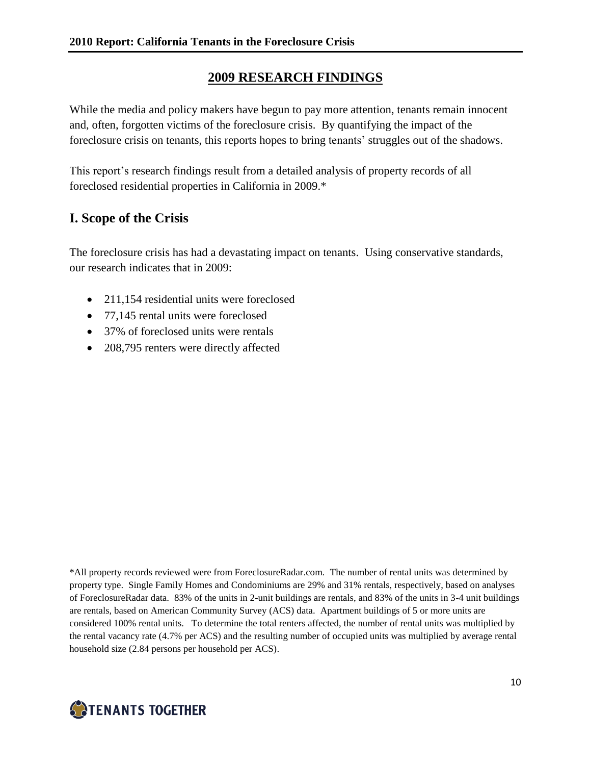## 2009 RESEARCH FINDINGS

While the media and policy makers have begun to pay more attention, tenants remain innocent and, often, forgotten victims of the foreclosure crisis. By quantifying the impact of the foreclosure crisis on tenants, this reports hopes to bring tenants' struggles out of the shadows.

This report's research findings result from a detailed analysis of property records of all foreclosed residential properties in California in 2009.*

### I. Scope of the Crisis

The foreclosure crisis has had a devastating impact on tenants. Using conservative standards, our research indicates that in 2009:

- 211,154 residential units were foreclosed
- 77,145 rental units were foreclosed
- 37% of foreclosed units were rentals
- 208,795 renters were directly affected

*All property records reviewed were from ForeclosureRadar.com. The number of rental units was determined by property type. Single Family Homes and Condominiums are 29% and 31% rentals, respectively, based on analyses of ForeclosureRadar data. 83% of the units in 2-unit buildings are rentals, and 83% of the units in 3-4 unit buildings are rentals, based on American Community Survey (ACS) data. Apartment buildings of 5 or more units are considered 100% rental units. To determine the total renters affected, the number of rental units was multiplied by the rental vacancy rate (4.7% per ACS) and the resulting number of occupied units was multiplied by average rental household size (2.84 persons per household per ACS).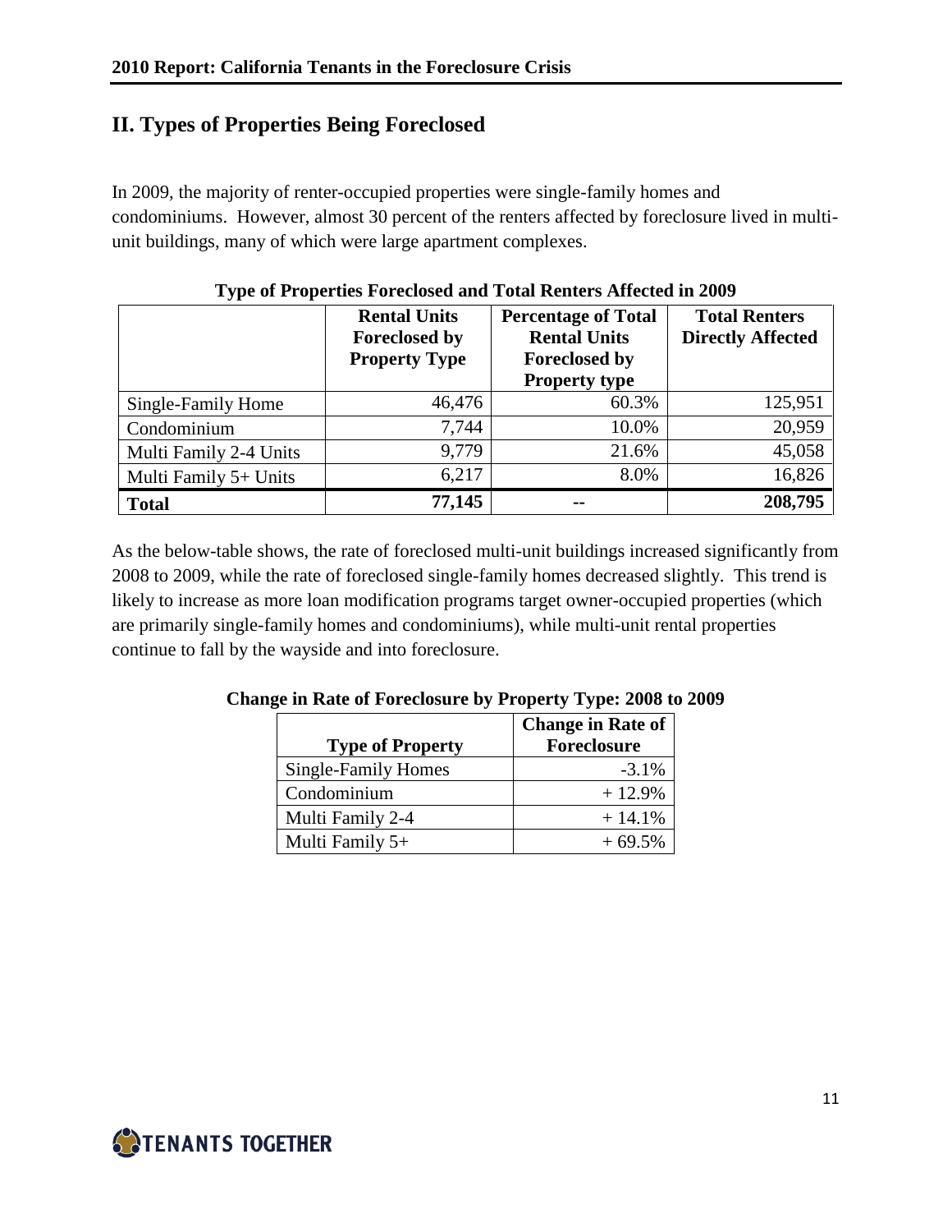## II. Types of Properties Being Foreclosed

In 2009, the majority of renter-occupied properties were single-family homes and condominiums. However, almost 30 percent of the renters affected by foreclosure lived in multi-unit buildings, many of which were large apartment complexes.

**Type of Properties Foreclosed and Total Renters Affected in 2009**

| | Rental Units Foreclosed by Property Type | Percentage of Total Rental Units Foreclosed by Property type | Total Renters Directly Affected |
|---|---|---|---|
| Single-Family Home | 46,476 | 60.3% | 125,951 |
| Condominium | 7,744 | 10.0% | 20,959 |
| Multi Family 2-4 Units | 9,779 | 21.6% | 45,058 |
| Multi Family 5+ Units | 6,217 | 8.0% | 16,826 |
| **Total** | **77,145** | **--** | **208,795** |

As the below-table shows, the rate of foreclosed multi-unit buildings increased significantly from 2008 to 2009, while the rate of foreclosed single-family homes decreased slightly. This trend is likely to increase as more loan modification programs target owner-occupied properties (which are primarily single-family homes and condominiums), while multi-unit rental properties continue to fall by the wayside and into foreclosure.

**Change in Rate of Foreclosure by Property Type: 2008 to 2009**

| Type of Property | Change in Rate of Foreclosure |
|---|---|
| Single-Family Homes | -3.1% |
| Condominium | + 12.9% |
| Multi Family 2-4 | + 14.1% |
| Multi Family 5+ | + 69.5% |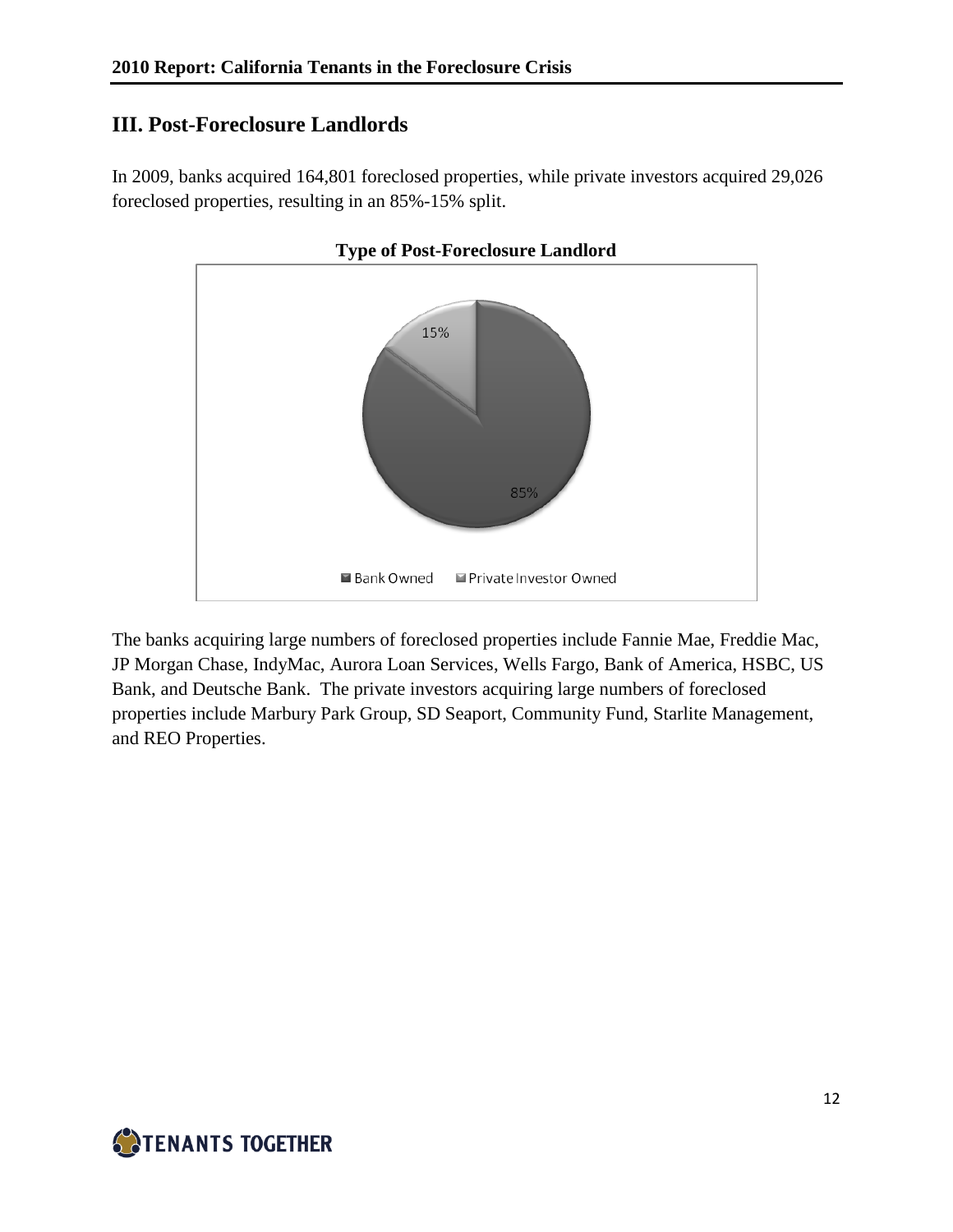## III. Post-Foreclosure Landlords

In 2009, banks acquired 164,801 foreclosed properties, while private investors acquired 29,026 foreclosed properties, resulting in an 85%-15% split.

**Type of Post-Foreclosure Landlord**

| Type | Share |
|---|---|
| Bank Owned | 85% |
| Private Investor Owned | 15% |

The banks acquiring large numbers of foreclosed properties include Fannie Mae, Freddie Mac, JP Morgan Chase, IndyMac, Aurora Loan Services, Wells Fargo, Bank of America, HSBC, US Bank, and Deutsche Bank. The private investors acquiring large numbers of foreclosed properties include Marbury Park Group, SD Seaport, Community Fund, Starlite Management, and REO Properties.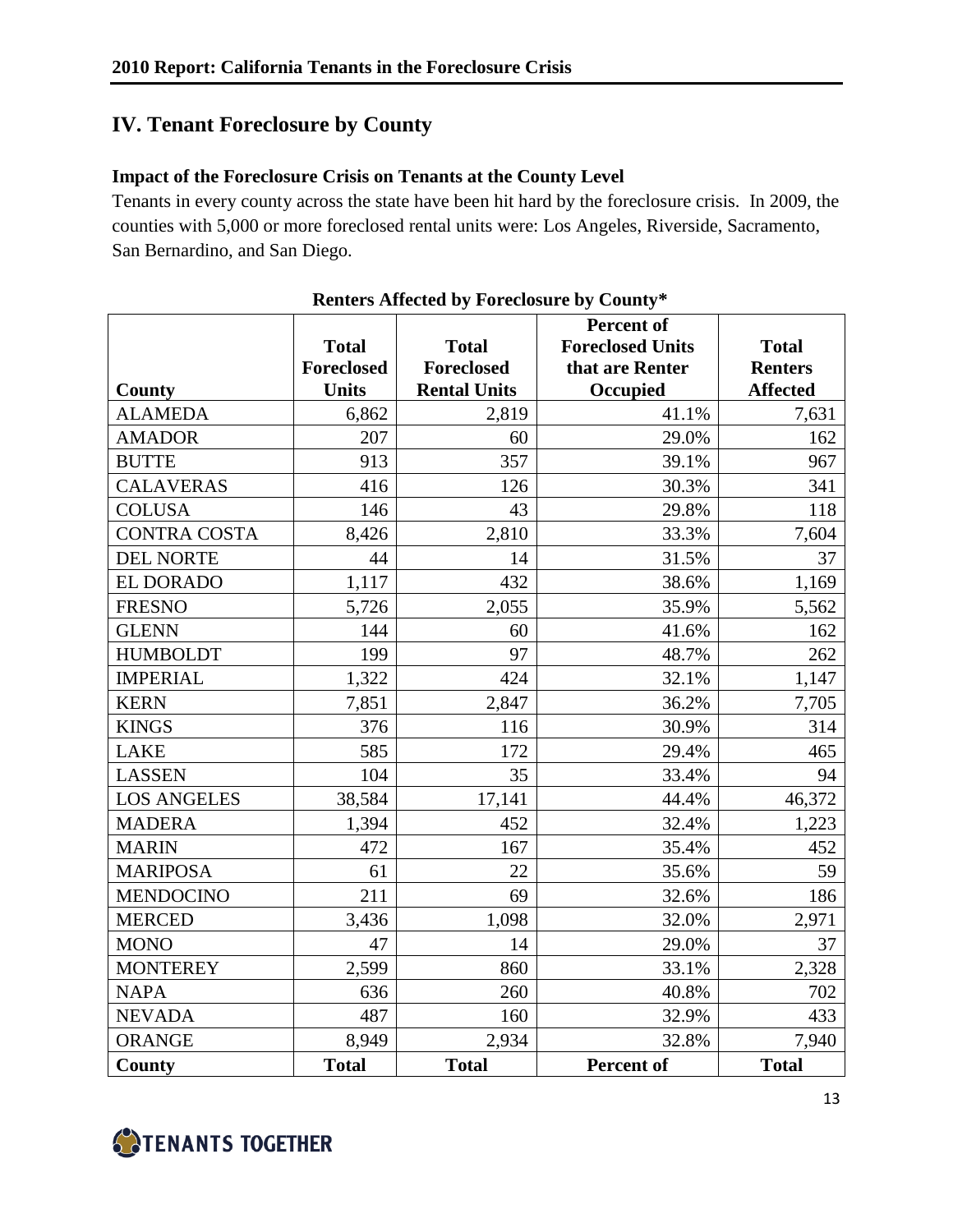## IV. Tenant Foreclosure by County

### Impact of the Foreclosure Crisis on Tenants at the County Level

Tenants in every county across the state have been hit hard by the foreclosure crisis. In 2009, the counties with 5,000 or more foreclosed rental units were: Los Angeles, Riverside, Sacramento, San Bernardino, and San Diego.

**Renters Affected by Foreclosure by County***

| County | Total Foreclosed Units | Total Foreclosed Rental Units | Percent of Foreclosed Units that are Renter Occupied | Total Renters Affected |
|---|---|---|---|---|
| ALAMEDA | 6,862 | 2,819 | 41.1% | 7,631 |
| AMADOR | 207 | 60 | 29.0% | 162 |
| BUTTE | 913 | 357 | 39.1% | 967 |
| CALAVERAS | 416 | 126 | 30.3% | 341 |
| COLUSA | 146 | 43 | 29.8% | 118 |
| CONTRA COSTA | 8,426 | 2,810 | 33.3% | 7,604 |
| DEL NORTE | 44 | 14 | 31.5% | 37 |
| EL DORADO | 1,117 | 432 | 38.6% | 1,169 |
| FRESNO | 5,726 | 2,055 | 35.9% | 5,562 |
| GLENN | 144 | 60 | 41.6% | 162 |
| HUMBOLDT | 199 | 97 | 48.7% | 262 |
| IMPERIAL | 1,322 | 424 | 32.1% | 1,147 |
| KERN | 7,851 | 2,847 | 36.2% | 7,705 |
| KINGS | 376 | 116 | 30.9% | 314 |
| LAKE | 585 | 172 | 29.4% | 465 |
| LASSEN | 104 | 35 | 33.4% | 94 |
| LOS ANGELES | 38,584 | 17,141 | 44.4% | 46,372 |
| MADERA | 1,394 | 452 | 32.4% | 1,223 |
| MARIN | 472 | 167 | 35.4% | 452 |
| MARIPOSA | 61 | 22 | 35.6% | 59 |
| MENDOCINO | 211 | 69 | 32.6% | 186 |
| MERCED | 3,436 | 1,098 | 32.0% | 2,971 |
| MONO | 47 | 14 | 29.0% | 37 |
| MONTEREY | 2,599 | 860 | 33.1% | 2,328 |
| NAPA | 636 | 260 | 40.8% | 702 |
| NEVADA | 487 | 160 | 32.9% | 433 |
| ORANGE | 8,949 | 2,934 | 32.8% | 7,940 |
| County | Total | Total | Percent of | Total |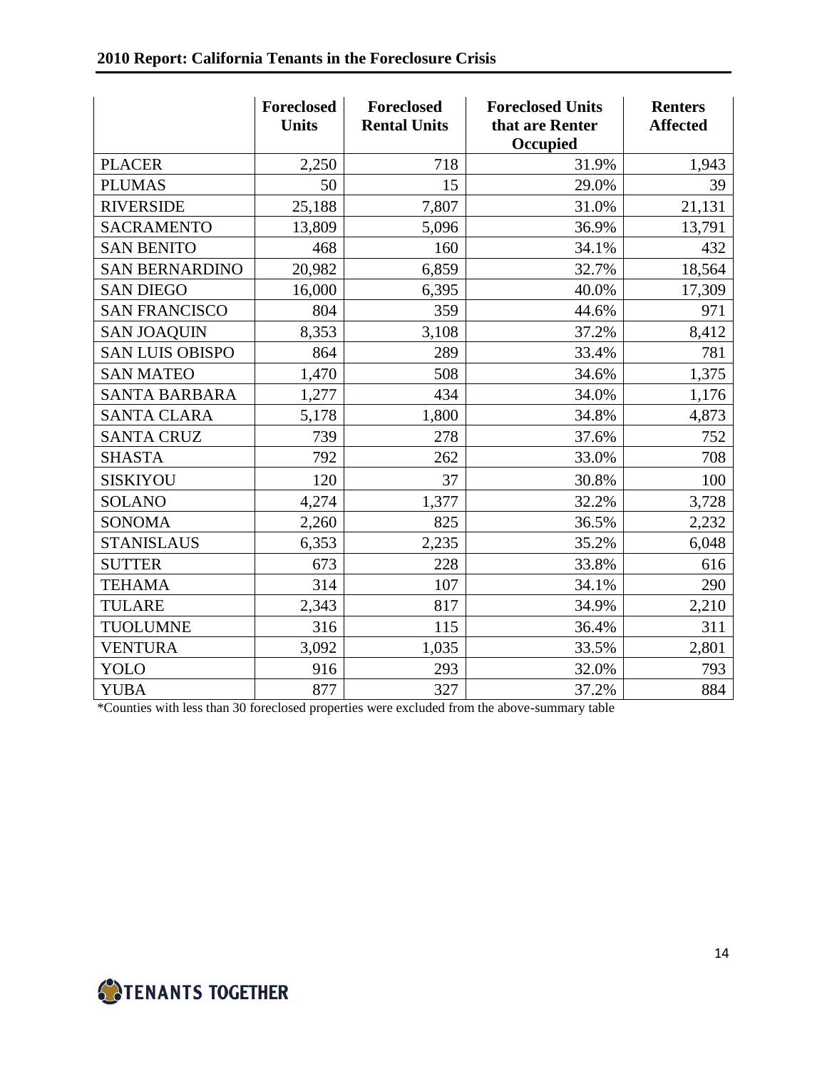| | Foreclosed Units | Foreclosed Rental Units | Foreclosed Units that are Renter Occupied | Renters Affected |
|---|---|---|---|---|
| PLACER | 2,250 | 718 | 31.9% | 1,943 |
| PLUMAS | 50 | 15 | 29.0% | 39 |
| RIVERSIDE | 25,188 | 7,807 | 31.0% | 21,131 |
| SACRAMENTO | 13,809 | 5,096 | 36.9% | 13,791 |
| SAN BENITO | 468 | 160 | 34.1% | 432 |
| SAN BERNARDINO | 20,982 | 6,859 | 32.7% | 18,564 |
| SAN DIEGO | 16,000 | 6,395 | 40.0% | 17,309 |
| SAN FRANCISCO | 804 | 359 | 44.6% | 971 |
| SAN JOAQUIN | 8,353 | 3,108 | 37.2% | 8,412 |
| SAN LUIS OBISPO | 864 | 289 | 33.4% | 781 |
| SAN MATEO | 1,470 | 508 | 34.6% | 1,375 |
| SANTA BARBARA | 1,277 | 434 | 34.0% | 1,176 |
| SANTA CLARA | 5,178 | 1,800 | 34.8% | 4,873 |
| SANTA CRUZ | 739 | 278 | 37.6% | 752 |
| SHASTA | 792 | 262 | 33.0% | 708 |
| SISKIYOU | 120 | 37 | 30.8% | 100 |
| SOLANO | 4,274 | 1,377 | 32.2% | 3,728 |
| SONOMA | 2,260 | 825 | 36.5% | 2,232 |
| STANISLAUS | 6,353 | 2,235 | 35.2% | 6,048 |
| SUTTER | 673 | 228 | 33.8% | 616 |
| TEHAMA | 314 | 107 | 34.1% | 290 |
| TULARE | 2,343 | 817 | 34.9% | 2,210 |
| TUOLUMNE | 316 | 115 | 36.4% | 311 |
| VENTURA | 3,092 | 1,035 | 33.5% | 2,801 |
| YOLO | 916 | 293 | 32.0% | 793 |
| YUBA | 877 | 327 | 37.2% | 884 |

*Counties with less than 30 foreclosed properties were excluded from the above-summary table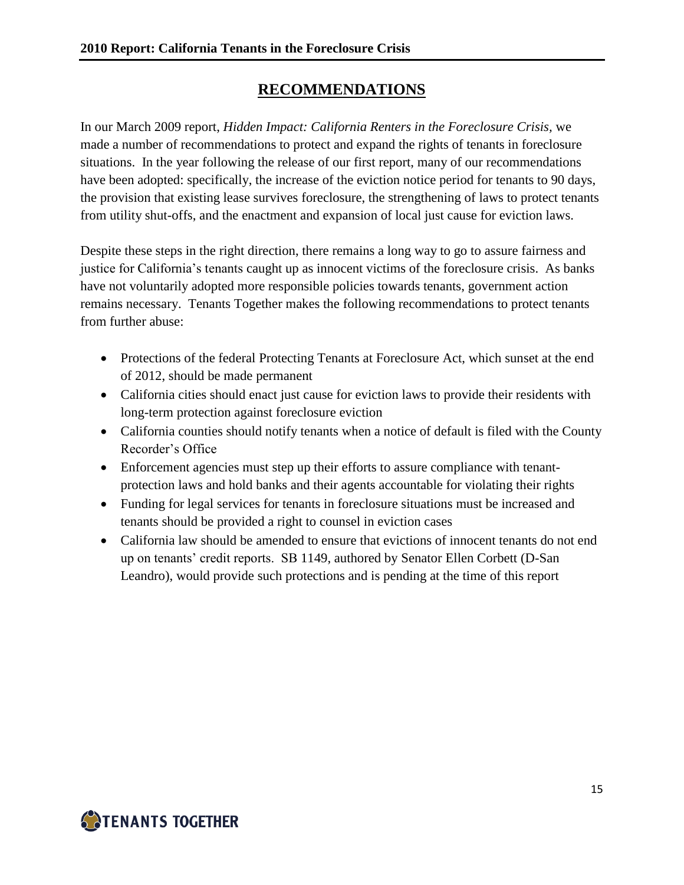## RECOMMENDATIONS

In our March 2009 report, *Hidden Impact: California Renters in the Foreclosure Crisis*, we made a number of recommendations to protect and expand the rights of tenants in foreclosure situations. In the year following the release of our first report, many of our recommendations have been adopted: specifically, the increase of the eviction notice period for tenants to 90 days, the provision that existing lease survives foreclosure, the strengthening of laws to protect tenants from utility shut-offs, and the enactment and expansion of local just cause for eviction laws.

Despite these steps in the right direction, there remains a long way to go to assure fairness and justice for California's tenants caught up as innocent victims of the foreclosure crisis. As banks have not voluntarily adopted more responsible policies towards tenants, government action remains necessary. Tenants Together makes the following recommendations to protect tenants from further abuse:

- Protections of the federal Protecting Tenants at Foreclosure Act, which sunset at the end of 2012, should be made permanent
- California cities should enact just cause for eviction laws to provide their residents with long-term protection against foreclosure eviction
- California counties should notify tenants when a notice of default is filed with the County Recorder's Office
- Enforcement agencies must step up their efforts to assure compliance with tenant-protection laws and hold banks and their agents accountable for violating their rights
- Funding for legal services for tenants in foreclosure situations must be increased and tenants should be provided a right to counsel in eviction cases
- California law should be amended to ensure that evictions of innocent tenants do not end up on tenants' credit reports. SB 1149, authored by Senator Ellen Corbett (D-San Leandro), would provide such protections and is pending at the time of this report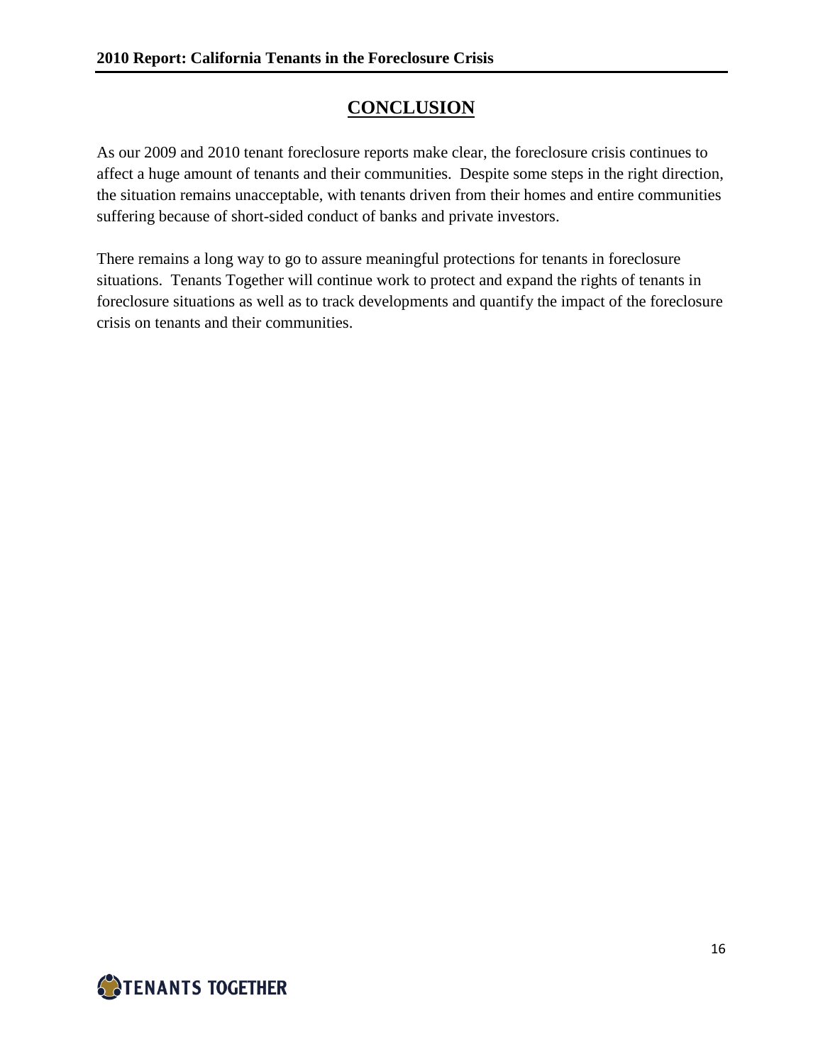## CONCLUSION

As our 2009 and 2010 tenant foreclosure reports make clear, the foreclosure crisis continues to affect a huge amount of tenants and their communities. Despite some steps in the right direction, the situation remains unacceptable, with tenants driven from their homes and entire communities suffering because of short-sided conduct of banks and private investors.

There remains a long way to go to assure meaningful protections for tenants in foreclosure situations. Tenants Together will continue work to protect and expand the rights of tenants in foreclosure situations as well as to track developments and quantify the impact of the foreclosure crisis on tenants and their communities.